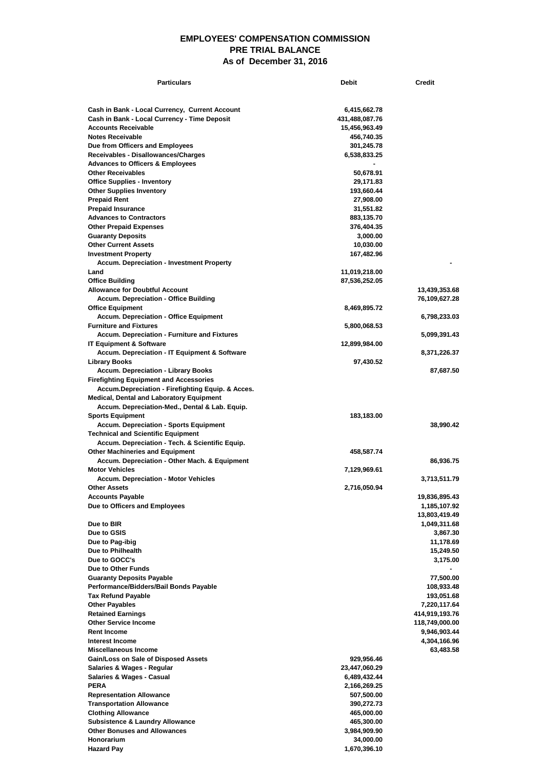# EMPLOYEES' COMPENSATION COMMISSION
## PRE TRIAL BALANCE
## As of December 31, 2016

| Particulars | Debit | Credit |
|---|---|---|
| Cash in Bank - Local Currency, Current Account | 6,415,662.78 | |
| Cash in Bank - Local Currency - Time Deposit | 431,488,087.76 | |
| Accounts Receivable | 15,456,963.49 | |
| Notes Receivable | 456,740.35 | |
| Due from Officers and Employees | 301,245.78 | |
| Receivables - Disallowances/Charges | 6,538,833.25 | |
| Advances to Officers & Employees | - | |
| Other Receivables | 50,678.91 | |
| Office Supplies - Inventory | 29,171.83 | |
| Other Supplies Inventory | 193,660.44 | |
| Prepaid Rent | 27,908.00 | |
| Prepaid Insurance | 31,551.82 | |
| Advances to Contractors | 883,135.70 | |
| Other Prepaid Expenses | 376,404.35 | |
| Guaranty Deposits | 3,000.00 | |
| Other Current Assets | 10,030.00 | |
| Investment Property | 167,482.96 | |
| Accum. Depreciation - Investment Property | | - |
| Land | 11,019,218.00 | |
| Office Building | 87,536,252.05 | |
| Allowance for Doubtful Account | | 13,439,353.68 |
| Accum. Depreciation - Office Building | | 76,109,627.28 |
| Office Equipment | 8,469,895.72 | |
| Accum. Depreciation - Office Equipment | | 6,798,233.03 |
| Furniture and Fixtures | 5,800,068.53 | |
| Accum. Depreciation - Furniture and Fixtures | | 5,099,391.43 |
| IT Equipment & Software | 12,899,984.00 | |
| Accum. Depreciation - IT Equipment & Software | | 8,371,226.37 |
| Library Books | 97,430.52 | |
| Accum. Depreciation - Library Books | | 87,687.50 |
| Firefighting Equipment and Accessories | | |
| Accum.Depreciation - Firefighting Equip. & Acces. | | |
| Medical, Dental and Laboratory Equipment | | |
| Accum. Depreciation-Med., Dental & Lab. Equip. | | |
| Sports Equipment | 183,183.00 | |
| Accum. Depreciation - Sports Equipment | | 38,990.42 |
| Technical and Scientific Equipment | | |
| Accum. Depreciation - Tech. & Scientific Equip. | | |
| Other Machineries and Equipment | 458,587.74 | |
| Accum. Depreciation - Other Mach. & Equipment | | 86,936.75 |
| Motor Vehicles | 7,129,969.61 | |
| Accum. Depreciation - Motor Vehicles | | 3,713,511.79 |
| Other Assets | 2,716,050.94 | |
| Accounts Payable | | 19,836,895.43 |
| Due to Officers and Employees | | 1,185,107.92 |
| | | 13,803,419.49 |
| Due to BIR | | 1,049,311.68 |
| Due to GSIS | | 3,867.30 |
| Due to Pag-ibig | | 11,178.69 |
| Due to Philhealth | | 15,249.50 |
| Due to GOCC's | | 3,175.00 |
| Due to Other Funds | | - |
| Guaranty Deposits Payable | | 77,500.00 |
| Performance/Bidders/Bail Bonds Payable | | 108,933.48 |
| Tax Refund Payable | | 193,051.68 |
| Other Payables | | 7,220,117.64 |
| Retained Earnings | | 414,919,193.76 |
| Other Service Income | | 118,749,000.00 |
| Rent Income | | 9,946,903.44 |
| Interest Income | | 4,304,166.96 |
| Miscellaneous Income | | 63,483.58 |
| Gain/Loss on Sale of Disposed Assets | 929,956.46 | |
| Salaries & Wages - Regular | 23,447,060.29 | |
| Salaries & Wages - Casual | 6,489,432.44 | |
| PERA | 2,166,269.25 | |
| Representation Allowance | 507,500.00 | |
| Transportation Allowance | 390,272.73 | |
| Clothing Allowance | 465,000.00 | |
| Subsistence & Laundry Allowance | 465,300.00 | |
| Other Bonuses and Allowances | 3,984,909.90 | |
| Honorarium | 34,000.00 | |
| Hazard Pay | 1,670,396.10 | |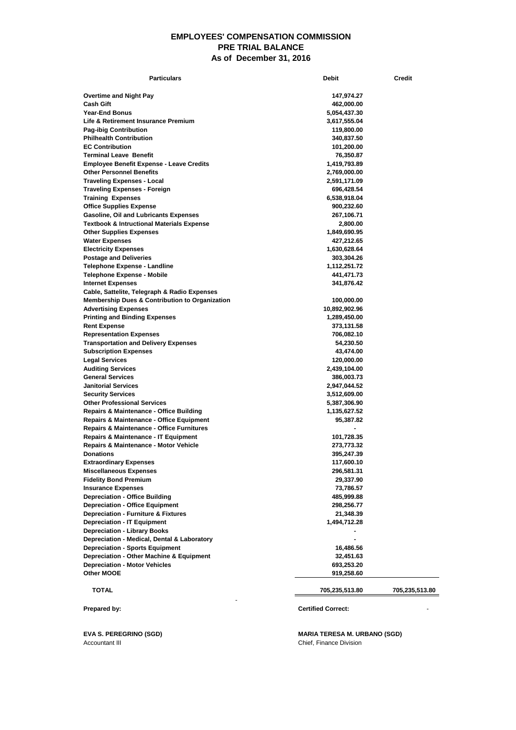# EMPLOYEES' COMPENSATION COMMISSION
## PRE TRIAL BALANCE
### As of December 31, 2016

| Particulars | Debit | Credit |
|---|---|---|
| Overtime and Night Pay | 147,974.27 | |
| Cash Gift | 462,000.00 | |
| Year-End Bonus | 5,054,437.30 | |
| Life & Retirement Insurance Premium | 3,617,555.04 | |
| Pag-ibig Contribution | 119,800.00 | |
| Philhealth Contribution | 340,837.50 | |
| EC Contribution | 101,200.00 | |
| Terminal Leave Benefit | 76,350.87 | |
| Employee Benefit Expense - Leave Credits | 1,419,793.89 | |
| Other Personnel Benefits | 2,769,000.00 | |
| Traveling Expenses - Local | 2,591,171.09 | |
| Traveling Expenses - Foreign | 696,428.54 | |
| Training Expenses | 6,538,918.04 | |
| Office Supplies Expense | 900,232.60 | |
| Gasoline, Oil and Lubricants Expenses | 267,106.71 | |
| Textbook & Intructional Materials Expense | 2,800.00 | |
| Other Supplies Expenses | 1,849,690.95 | |
| Water Expenses | 427,212.65 | |
| Electricity Expenses | 1,630,628.64 | |
| Postage and Deliveries | 303,304.26 | |
| Telephone Expense - Landline | 1,112,251.72 | |
| Telephone Expense - Mobile | 441,471.73 | |
| Internet Expenses | 341,876.42 | |
| Cable, Sattelite, Telegraph & Radio Expenses | | |
| Membership Dues & Contribution to Organization | 100,000.00 | |
| Advertising Expenses | 10,892,902.96 | |
| Printing and Binding Expenses | 1,289,450.00 | |
| Rent Expense | 373,131.58 | |
| Representation Expenses | 706,082.10 | |
| Transportation and Delivery Expenses | 54,230.50 | |
| Subscription Expenses | 43,474.00 | |
| Legal Services | 120,000.00 | |
| Auditing Services | 2,439,104.00 | |
| General Services | 386,003.73 | |
| Janitorial Services | 2,947,044.52 | |
| Security Services | 3,512,609.00 | |
| Other Professional Services | 5,387,306.90 | |
| Repairs & Maintenance - Office Building | 1,135,627.52 | |
| Repairs & Maintenance - Office Equipment | 95,387.82 | |
| Repairs & Maintenance - Office Furnitures | - | |
| Repairs & Maintenance - IT Equipment | 101,728.35 | |
| Repairs & Maintenance - Motor Vehicle | 273,773.32 | |
| Donations | 395,247.39 | |
| Extraordinary Expenses | 117,600.10 | |
| Miscellaneous Expenses | 296,581.31 | |
| Fidelity Bond Premium | 29,337.90 | |
| Insurance Expenses | 73,786.57 | |
| Depreciation - Office Building | 485,999.88 | |
| Depreciation - Office Equipment | 298,256.77 | |
| Depreciation - Furniture & Fixtures | 21,348.39 | |
| Depreciation - IT Equipment | 1,494,712.28 | |
| Depreciation - Library Books | - | |
| Depreciation - Medical, Dental & Laboratory | - | |
| Depreciation - Sports Equipment | 16,486.56 | |
| Depreciation - Other Machine & Equipment | 32,451.63 | |
| Depreciation - Motor Vehicles | 693,253.20 | |
| Other MOOE | 919,258.60 | |
| **TOTAL** | 705,235,513.80 | 705,235,513.80 |

**Prepared by:** **Certified Correct:**

**EVA S. PEREGRINO (SGD)**
Accountant III

**MARIA TERESA M. URBANO (SGD)**
Chief, Finance Division